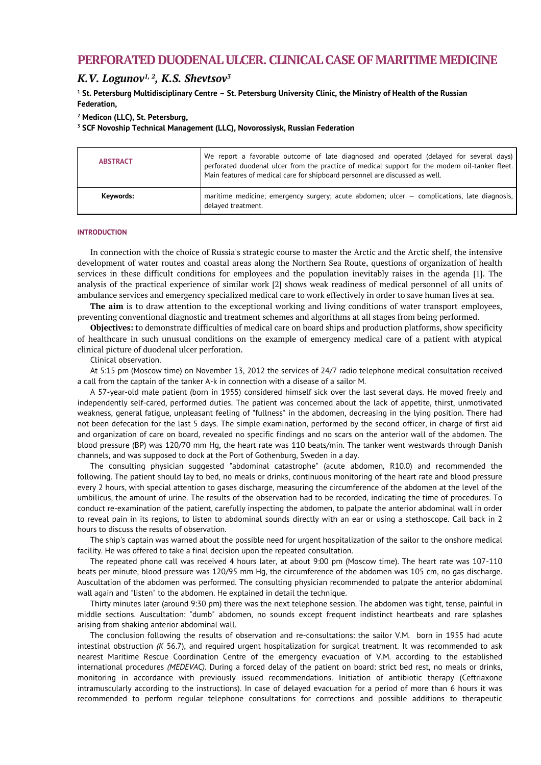# PERFORATED DUODENAL ULCER. CLINICAL CASE OF MARITIME MEDICINE

## *K.V. Logunov[1, 2], K.S. Shevtsov[3]*

**[1] St. Petersburg Multidisciplinary Centre – St. Petersburg University Clinic, the Ministry of Health of the Russian Federation,**

**[2] Medicon (LLC), St. Petersburg,**

**[3] SCF Novoship Technical Management (LLC), Novorossiysk, Russian Federation**

| | |
|---|---|
| **ABSTRACT** | We report a favorable outcome of late diagnosed and operated (delayed for several days) perforated duodenal ulcer from the practice of medical support for the modern oil-tanker fleet. Main features of medical care for shipboard personnel are discussed as well. |
| **Keywords:** | maritime medicine; emergency surgery; acute abdomen; ulcer — complications, late diagnosis, delayed treatment. |

### INTRODUCTION

In connection with the choice of Russia's strategic course to master the Arctic and the Arctic shelf, the intensive development of water routes and coastal areas along the Northern Sea Route, questions of organization of health services in these difficult conditions for employees and the population inevitably raises in the agenda [1]. The analysis of the practical experience of similar work [2] shows weak readiness of medical personnel of all units of ambulance services and emergency specialized medical care to work effectively in order to save human lives at sea.

**The aim** is to draw attention to the exceptional working and living conditions of water transport employees, preventing conventional diagnostic and treatment schemes and algorithms at all stages from being performed.

**Objectives:** to demonstrate difficulties of medical care on board ships and production platforms, show specificity of healthcare in such unusual conditions on the example of emergency medical care of a patient with atypical clinical picture of duodenal ulcer perforation.

Clinical observation.

At 5:15 pm (Moscow time) on November 13, 2012 the services of 24/7 radio telephone medical consultation received a call from the captain of the tanker A-k in connection with a disease of a sailor M.

A 57-year-old male patient (born in 1955) considered himself sick over the last several days. He moved freely and independently self-cared, performed duties. The patient was concerned about the lack of appetite, thirst, unmotivated weakness, general fatigue, unpleasant feeling of "fullness" in the abdomen, decreasing in the lying position. There had not been defecation for the last 5 days. The simple examination, performed by the second officer, in charge of first aid and organization of care on board, revealed no specific findings and no scars on the anterior wall of the abdomen. The blood pressure (BP) was 120/70 mm Hg, the heart rate was 110 beats/min. The tanker went westwards through Danish channels, and was supposed to dock at the Port of Gothenburg, Sweden in a day.

The consulting physician suggested "abdominal catastrophe" (acute abdomen, R10.0) and recommended the following. The patient should lay to bed, no meals or drinks, continuous monitoring of the heart rate and blood pressure every 2 hours, with special attention to gases discharge, measuring the circumference of the abdomen at the level of the umbilicus, the amount of urine. The results of the observation had to be recorded, indicating the time of procedures. To conduct re-examination of the patient, carefully inspecting the abdomen, to palpate the anterior abdominal wall in order to reveal pain in its regions, to listen to abdominal sounds directly with an ear or using a stethoscope. Call back in 2 hours to discuss the results of observation.

The ship's captain was warned about the possible need for urgent hospitalization of the sailor to the onshore medical facility. He was offered to take a final decision upon the repeated consultation.

The repeated phone call was received 4 hours later, at about 9:00 pm (Moscow time). The heart rate was 107-110 beats per minute, blood pressure was 120/95 mm Hg, the circumference of the abdomen was 105 cm, no gas discharge. Auscultation of the abdomen was performed. The consulting physician recommended to palpate the anterior abdominal wall again and "listen" to the abdomen. He explained in detail the technique.

Thirty minutes later (around 9:30 pm) there was the next telephone session. The abdomen was tight, tense, painful in middle sections. Auscultation: "dumb" abdomen, no sounds except frequent indistinct heartbeats and rare splashes arising from shaking anterior abdominal wall.

The conclusion following the results of observation and re-consultations: the sailor V.M. born in 1955 had acute intestinal obstruction *(K* 56.7), and required urgent hospitalization for surgical treatment. It was recommended to ask nearest Maritime Rescue Coordination Centre of the emergency evacuation of V.M. according to the established international procedures *(MEDEVAC).* During a forced delay of the patient on board: strict bed rest, no meals or drinks, monitoring in accordance with previously issued recommendations. Initiation of antibiotic therapy (Ceftriaxone intramuscularly according to the instructions). In case of delayed evacuation for a period of more than 6 hours it was recommended to perform regular telephone consultations for corrections and possible additions to therapeutic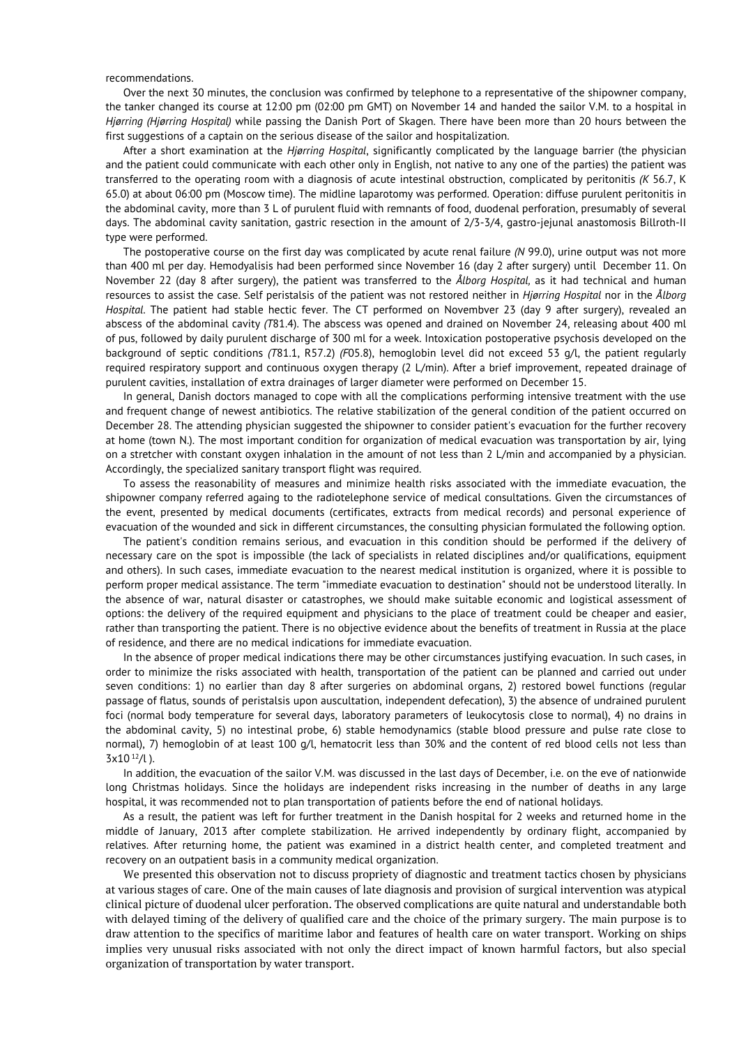recommendations.

Over the next 30 minutes, the conclusion was confirmed by telephone to a representative of the shipowner company, the tanker changed its course at 12:00 pm (02:00 pm GMT) on November 14 and handed the sailor V.M. to a hospital in *Hjørring (Hjørring Hospital)* while passing the Danish Port of Skagen. There have been more than 20 hours between the first suggestions of a captain on the serious disease of the sailor and hospitalization.

After a short examination at the *Hjørring Hospital*, significantly complicated by the language barrier (the physician and the patient could communicate with each other only in English, not native to any one of the parties) the patient was transferred to the operating room with a diagnosis of acute intestinal obstruction, complicated by peritonitis *(K* 56.7, K 65.0) at about 06:00 pm (Moscow time). The midline laparotomy was performed. Operation: diffuse purulent peritonitis in the abdominal cavity, more than 3 L of purulent fluid with remnants of food, duodenal perforation, presumably of several days. The abdominal cavity sanitation, gastric resection in the amount of 2/3-3/4, gastro-jejunal anastomosis Billroth-II type were performed.

The postoperative course on the first day was complicated by acute renal failure *(N* 99.0), urine output was not more than 400 ml per day. Hemodyalisis had been performed since November 16 (day 2 after surgery) until December 11. On November 22 (day 8 after surgery), the patient was transferred to the *Ålborg Hospital*, as it had technical and human resources to assist the case. Self peristalsis of the patient was not restored neither in *Hjørring Hospital* nor in the *Ålborg Hospital*. The patient had stable hectic fever. The CT performed on Novembver 23 (day 9 after surgery), revealed an abscess of the abdominal cavity *(T*81.4). The abscess was opened and drained on November 24, releasing about 400 ml of pus, followed by daily purulent discharge of 300 ml for a week. Intoxication postoperative psychosis developed on the background of septic conditions *(T*81.1, R57.2) *(F*05.8), hemoglobin level did not exceed 53 g/l, the patient regularly required respiratory support and continuous oxygen therapy (2 L/min). After a brief improvement, repeated drainage of purulent cavities, installation of extra drainages of larger diameter were performed on December 15.

In general, Danish doctors managed to cope with all the complications performing intensive treatment with the use and frequent change of newest antibiotics. The relative stabilization of the general condition of the patient occurred on December 28. The attending physician suggested the shipowner to consider patient's evacuation for the further recovery at home (town N.). The most important condition for organization of medical evacuation was transportation by air, lying on a stretcher with constant oxygen inhalation in the amount of not less than 2 L/min and accompanied by a physician. Accordingly, the specialized sanitary transport flight was required.

To assess the reasonability of measures and minimize health risks associated with the immediate evacuation, the shipowner company referred againg to the radiotelephone service of medical consultations. Given the circumstances of the event, presented by medical documents (certificates, extracts from medical records) and personal experience of evacuation of the wounded and sick in different circumstances, the consulting physician formulated the following option.

The patient's condition remains serious, and evacuation in this condition should be performed if the delivery of necessary care on the spot is impossible (the lack of specialists in related disciplines and/or qualifications, equipment and others). In such cases, immediate evacuation to the nearest medical institution is organized, where it is possible to perform proper medical assistance. The term "immediate evacuation to destination" should not be understood literally. In the absence of war, natural disaster or catastrophes, we should make suitable economic and logistical assessment of options: the delivery of the required equipment and physicians to the place of treatment could be cheaper and easier, rather than transporting the patient. There is no objective evidence about the benefits of treatment in Russia at the place of residence, and there are no medical indications for immediate evacuation.

In the absence of proper medical indications there may be other circumstances justifying evacuation. In such cases, in order to minimize the risks associated with health, transportation of the patient can be planned and carried out under seven conditions: 1) no earlier than day 8 after surgeries on abdominal organs, 2) restored bowel functions (regular passage of flatus, sounds of peristalsis upon auscultation, independent defecation), 3) the absence of undrained purulent foci (normal body temperature for several days, laboratory parameters of leukocytosis close to normal), 4) no drains in the abdominal cavity, 5) no intestinal probe, 6) stable hemodynamics (stable blood pressure and pulse rate close to normal), 7) hemoglobin of at least 100 g/l, hematocrit less than 30% and the content of red blood cells not less than $3x10^{12}$/l ).

In addition, the evacuation of the sailor V.M. was discussed in the last days of December, i.e. on the eve of nationwide long Christmas holidays. Since the holidays are independent risks increasing in the number of deaths in any large hospital, it was recommended not to plan transportation of patients before the end of national holidays.

As a result, the patient was left for further treatment in the Danish hospital for 2 weeks and returned home in the middle of January, 2013 after complete stabilization. He arrived independently by ordinary flight, accompanied by relatives. After returning home, the patient was examined in a district health center, and completed treatment and recovery on an outpatient basis in a community medical organization.

We presented this observation not to discuss propriety of diagnostic and treatment tactics chosen by physicians at various stages of care. One of the main causes of late diagnosis and provision of surgical intervention was atypical clinical picture of duodenal ulcer perforation. The observed complications are quite natural and understandable both with delayed timing of the delivery of qualified care and the choice of the primary surgery. The main purpose is to draw attention to the specifics of maritime labor and features of health care on water transport. Working on ships implies very unusual risks associated with not only the direct impact of known harmful factors, but also special organization of transportation by water transport.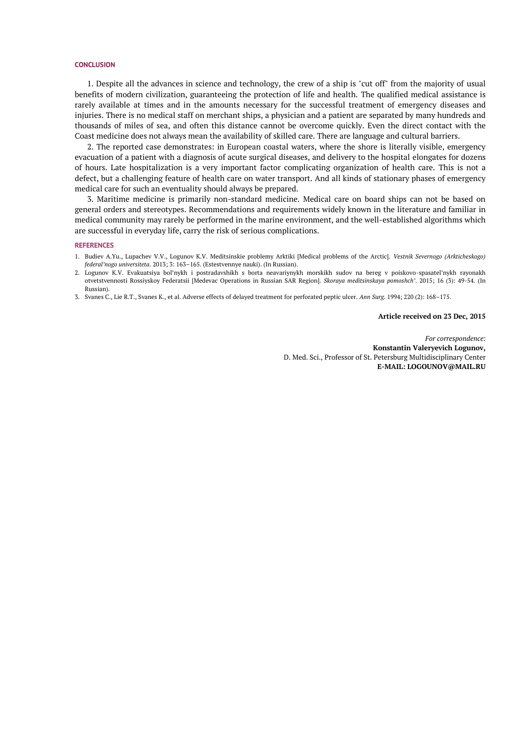## CONCLUSION

1. Despite all the advances in science and technology, the crew of a ship is "cut off" from the majority of usual benefits of modern civilization, guaranteeing the protection of life and health. The qualified medical assistance is rarely available at times and in the amounts necessary for the successful treatment of emergency diseases and injuries. There is no medical staff on merchant ships, a physician and a patient are separated by many hundreds and thousands of miles of sea, and often this distance cannot be overcome quickly. Even the direct contact with the Coast medicine does not always mean the availability of skilled care. There are language and cultural barriers.

2. The reported case demonstrates: in European coastal waters, where the shore is literally visible, emergency evacuation of a patient with a diagnosis of acute surgical diseases, and delivery to the hospital elongates for dozens of hours. Late hospitalization is a very important factor complicating organization of health care. This is not a defect, but a challenging feature of health care on water transport. And all kinds of stationary phases of emergency medical care for such an eventuality should always be prepared.

3. Maritime medicine is primarily non-standard medicine. Medical care on board ships can not be based on general orders and stereotypes. Recommendations and requirements widely known in the literature and familiar in medical community may rarely be performed in the marine environment, and the well-established algorithms which are successful in everyday life, carry the risk of serious complications.

## REFERENCES

1. Budiev A.Yu., Lupachev V.V., Logunov K.V. Meditsinskie problemy Arktiki [Medical problems of the Arctic]. *Vestnik Severnogo (Arkticheskogo) federal'nogo universiteta*. 2013; 3: 163–165. (Estestvennye nauki). (In Russian).
2. Logunov K.V. Evakuatsiya bol'nykh i postradavshikh s borta neavariynykh morskikh sudov na bereg v poiskovo-spasatel'nykh rayonakh otvetstvennosti Rossiyskoy Federatsii [Medevac Operations in Russian SAR Region]. *Skoraya meditsinskaya pomoshch'*. 2015; 16 (3): 49-54. (In Russian).
3. Svanes C., Lie R.T., Svanes K., et al. Adverse effects of delayed treatment for perforated peptic ulcer. *Ann Surg*. 1994; 220 (2): 168–175.

**Article received on 23 Dec, 2015**

*For correspondence:*
**Konstantin Valeryevich Logunov,**
D. Med. Sci., Professor of St. Petersburg Multidisciplinary Center
**E-MAIL: LOGOUNOV@MAIL.RU**